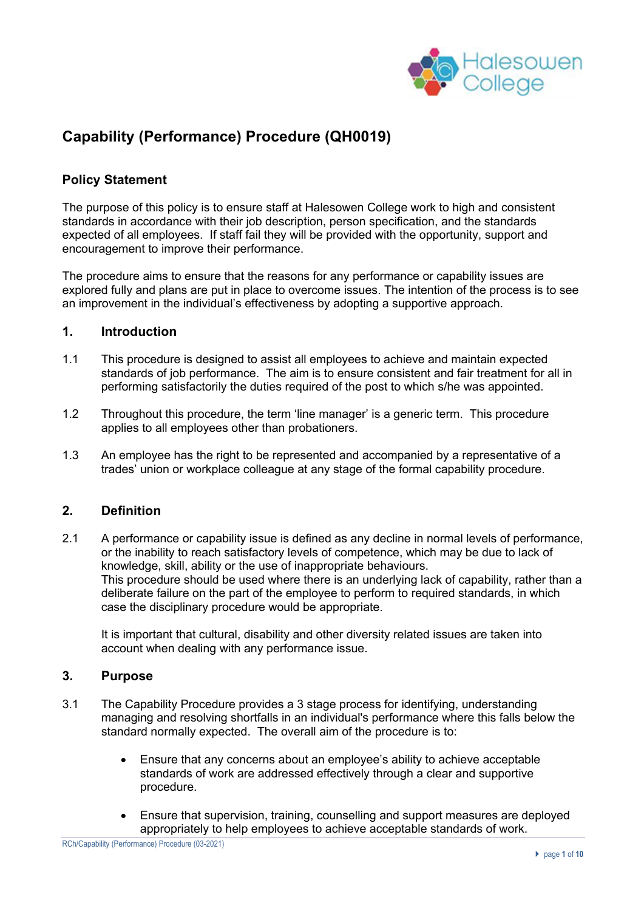# Capability (Performance) Procedure (QH0019)

## Policy Statement

The purpose of this policy is to ensure staff at Halesowen College work to high and consistent standards in accordance with their job description, person specification, and the standards expected of all employees. If staff fail they will be provided with the opportunity, support and encouragement to improve their performance.

The procedure aims to ensure that the reasons for any performance or capability issues are explored fully and plans are put in place to overcome issues. The intention of the process is to see an improvement in the individual's effectiveness by adopting a supportive approach.

## 1. Introduction

1.1 This procedure is designed to assist all employees to achieve and maintain expected standards of job performance. The aim is to ensure consistent and fair treatment for all in performing satisfactorily the duties required of the post to which s/he was appointed.

1.2 Throughout this procedure, the term 'line manager' is a generic term. This procedure applies to all employees other than probationers.

1.3 An employee has the right to be represented and accompanied by a representative of a trades' union or workplace colleague at any stage of the formal capability procedure.

## 2. Definition

2.1 A performance or capability issue is defined as any decline in normal levels of performance, or the inability to reach satisfactory levels of competence, which may be due to lack of knowledge, skill, ability or the use of inappropriate behaviours.
This procedure should be used where there is an underlying lack of capability, rather than a deliberate failure on the part of the employee to perform to required standards, in which case the disciplinary procedure would be appropriate.

It is important that cultural, disability and other diversity related issues are taken into account when dealing with any performance issue.

## 3. Purpose

3.1 The Capability Procedure provides a 3 stage process for identifying, understanding managing and resolving shortfalls in an individual's performance where this falls below the standard normally expected. The overall aim of the procedure is to:

- Ensure that any concerns about an employee's ability to achieve acceptable standards of work are addressed effectively through a clear and supportive procedure.
- Ensure that supervision, training, counselling and support measures are deployed appropriately to help employees to achieve acceptable standards of work.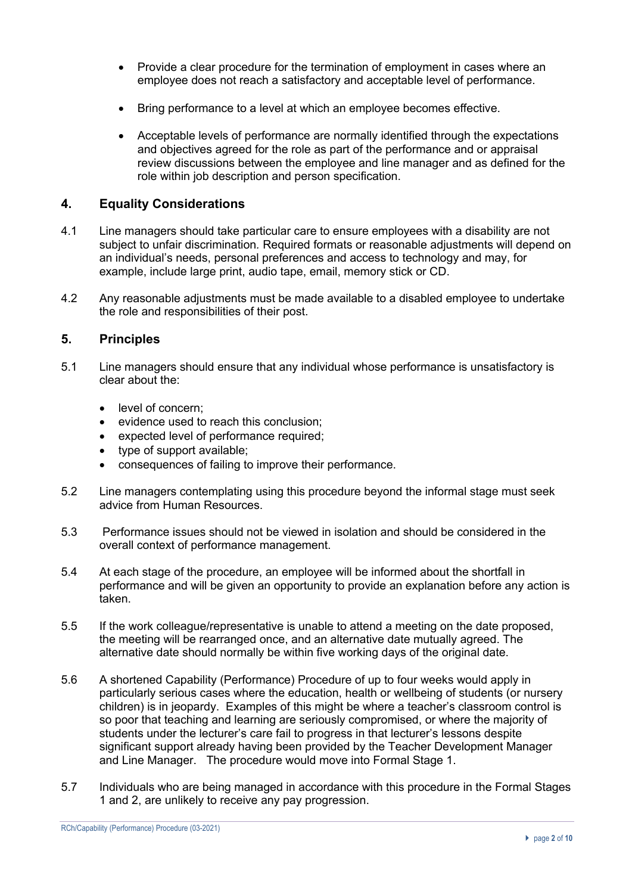- Provide a clear procedure for the termination of employment in cases where an employee does not reach a satisfactory and acceptable level of performance.

- Bring performance to a level at which an employee becomes effective.

- Acceptable levels of performance are normally identified through the expectations and objectives agreed for the role as part of the performance and or appraisal review discussions between the employee and line manager and as defined for the role within job description and person specification.

## 4. Equality Considerations

4.1 Line managers should take particular care to ensure employees with a disability are not subject to unfair discrimination. Required formats or reasonable adjustments will depend on an individual's needs, personal preferences and access to technology and may, for example, include large print, audio tape, email, memory stick or CD.

4.2 Any reasonable adjustments must be made available to a disabled employee to undertake the role and responsibilities of their post.

## 5. Principles

5.1 Line managers should ensure that any individual whose performance is unsatisfactory is clear about the:

- level of concern;
- evidence used to reach this conclusion;
- expected level of performance required;
- type of support available;
- consequences of failing to improve their performance.

5.2 Line managers contemplating using this procedure beyond the informal stage must seek advice from Human Resources.

5.3 Performance issues should not be viewed in isolation and should be considered in the overall context of performance management.

5.4 At each stage of the procedure, an employee will be informed about the shortfall in performance and will be given an opportunity to provide an explanation before any action is taken.

5.5 If the work colleague/representative is unable to attend a meeting on the date proposed, the meeting will be rearranged once, and an alternative date mutually agreed. The alternative date should normally be within five working days of the original date.

5.6 A shortened Capability (Performance) Procedure of up to four weeks would apply in particularly serious cases where the education, health or wellbeing of students (or nursery children) is in jeopardy. Examples of this might be where a teacher's classroom control is so poor that teaching and learning are seriously compromised, or where the majority of students under the lecturer's care fail to progress in that lecturer's lessons despite significant support already having been provided by the Teacher Development Manager and Line Manager. The procedure would move into Formal Stage 1.

5.7 Individuals who are being managed in accordance with this procedure in the Formal Stages 1 and 2, are unlikely to receive any pay progression.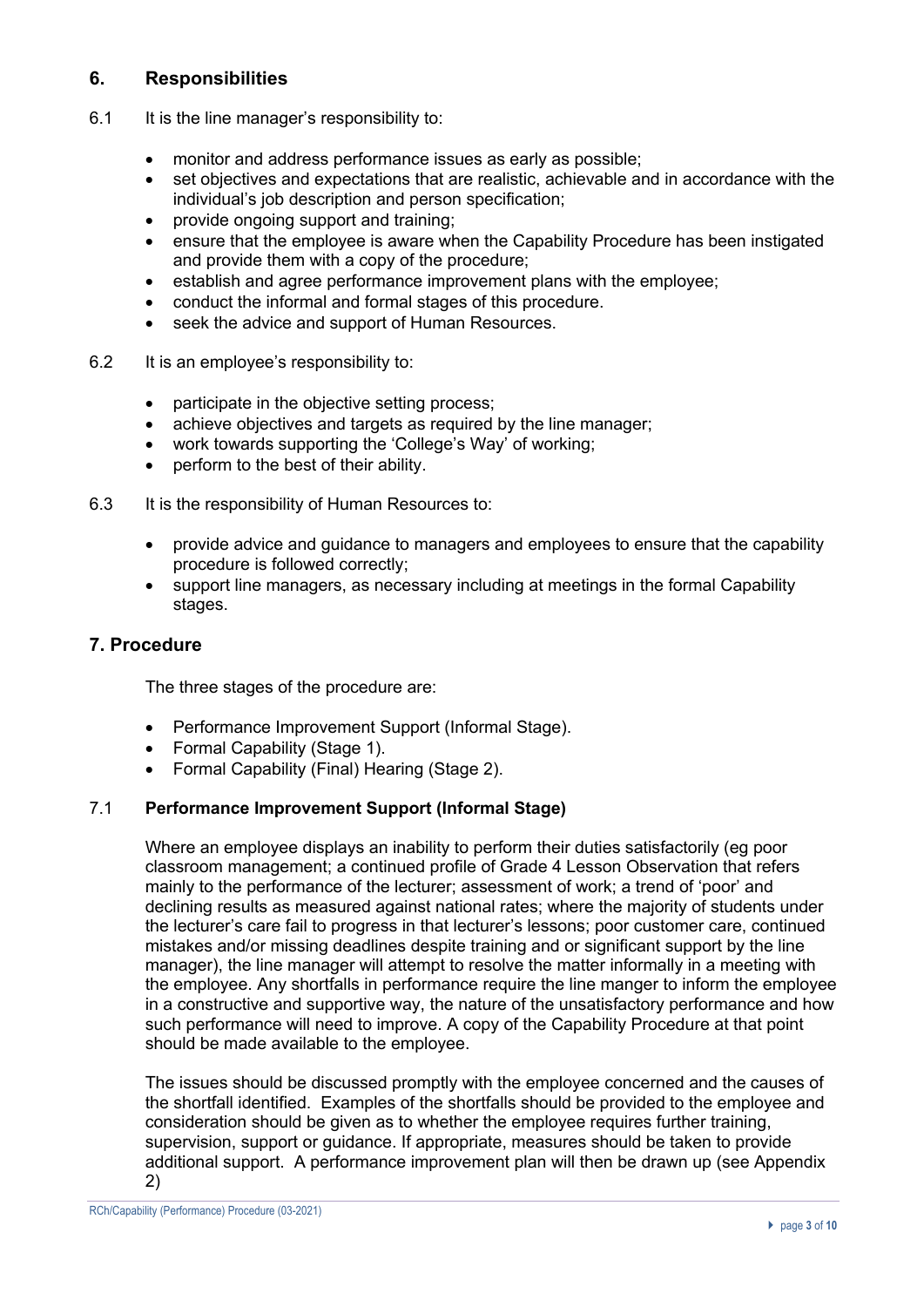## 6. Responsibilities

6.1 It is the line manager's responsibility to:

- monitor and address performance issues as early as possible;
- set objectives and expectations that are realistic, achievable and in accordance with the individual's job description and person specification;
- provide ongoing support and training;
- ensure that the employee is aware when the Capability Procedure has been instigated and provide them with a copy of the procedure;
- establish and agree performance improvement plans with the employee;
- conduct the informal and formal stages of this procedure.
- seek the advice and support of Human Resources.

6.2 It is an employee's responsibility to:

- participate in the objective setting process;
- achieve objectives and targets as required by the line manager;
- work towards supporting the 'College's Way' of working;
- perform to the best of their ability.

6.3 It is the responsibility of Human Resources to:

- provide advice and guidance to managers and employees to ensure that the capability procedure is followed correctly;
- support line managers, as necessary including at meetings in the formal Capability stages.

## 7. Procedure

The three stages of the procedure are:

- Performance Improvement Support (Informal Stage).
- Formal Capability (Stage 1).
- Formal Capability (Final) Hearing (Stage 2).

### 7.1 Performance Improvement Support (Informal Stage)

Where an employee displays an inability to perform their duties satisfactorily (eg poor classroom management; a continued profile of Grade 4 Lesson Observation that refers mainly to the performance of the lecturer; assessment of work; a trend of 'poor' and declining results as measured against national rates; where the majority of students under the lecturer's care fail to progress in that lecturer's lessons; poor customer care, continued mistakes and/or missing deadlines despite training and or significant support by the line manager), the line manager will attempt to resolve the matter informally in a meeting with the employee. Any shortfalls in performance require the line manger to inform the employee in a constructive and supportive way, the nature of the unsatisfactory performance and how such performance will need to improve. A copy of the Capability Procedure at that point should be made available to the employee.

The issues should be discussed promptly with the employee concerned and the causes of the shortfall identified. Examples of the shortfalls should be provided to the employee and consideration should be given as to whether the employee requires further training, supervision, support or guidance. If appropriate, measures should be taken to provide additional support. A performance improvement plan will then be drawn up (see Appendix 2)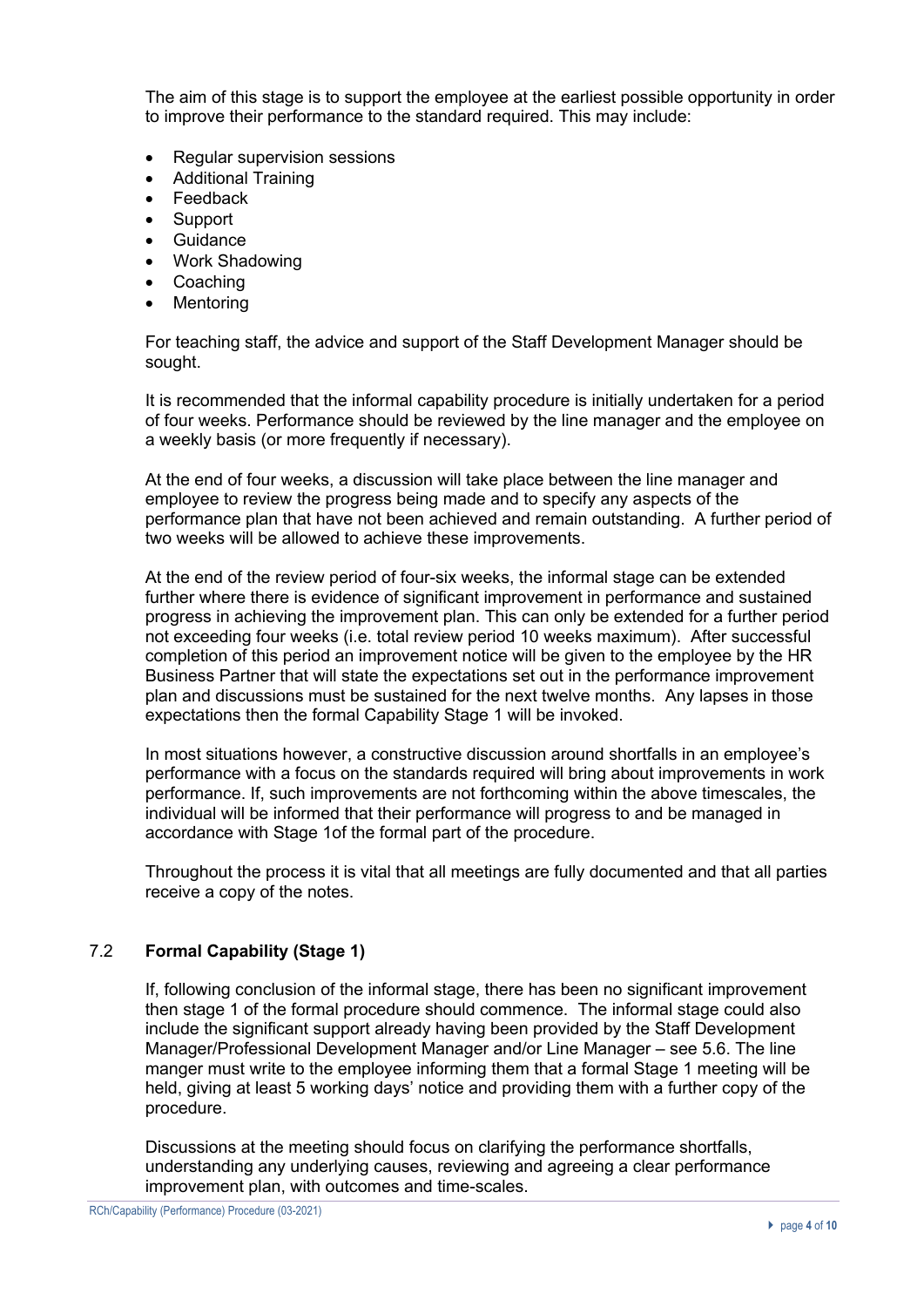The aim of this stage is to support the employee at the earliest possible opportunity in order to improve their performance to the standard required. This may include:

- Regular supervision sessions
- Additional Training
- Feedback
- Support
- Guidance
- Work Shadowing
- Coaching
- Mentoring

For teaching staff, the advice and support of the Staff Development Manager should be sought.

It is recommended that the informal capability procedure is initially undertaken for a period of four weeks. Performance should be reviewed by the line manager and the employee on a weekly basis (or more frequently if necessary).

At the end of four weeks, a discussion will take place between the line manager and employee to review the progress being made and to specify any aspects of the performance plan that have not been achieved and remain outstanding. A further period of two weeks will be allowed to achieve these improvements.

At the end of the review period of four-six weeks, the informal stage can be extended further where there is evidence of significant improvement in performance and sustained progress in achieving the improvement plan. This can only be extended for a further period not exceeding four weeks (i.e. total review period 10 weeks maximum). After successful completion of this period an improvement notice will be given to the employee by the HR Business Partner that will state the expectations set out in the performance improvement plan and discussions must be sustained for the next twelve months. Any lapses in those expectations then the formal Capability Stage 1 will be invoked.

In most situations however, a constructive discussion around shortfalls in an employee's performance with a focus on the standards required will bring about improvements in work performance. If, such improvements are not forthcoming within the above timescales, the individual will be informed that their performance will progress to and be managed in accordance with Stage 1of the formal part of the procedure.

Throughout the process it is vital that all meetings are fully documented and that all parties receive a copy of the notes.

## 7.2 **Formal Capability (Stage 1)**

If, following conclusion of the informal stage, there has been no significant improvement then stage 1 of the formal procedure should commence. The informal stage could also include the significant support already having been provided by the Staff Development Manager/Professional Development Manager and/or Line Manager – see 5.6. The line manger must write to the employee informing them that a formal Stage 1 meeting will be held, giving at least 5 working days' notice and providing them with a further copy of the procedure.

Discussions at the meeting should focus on clarifying the performance shortfalls, understanding any underlying causes, reviewing and agreeing a clear performance improvement plan, with outcomes and time-scales.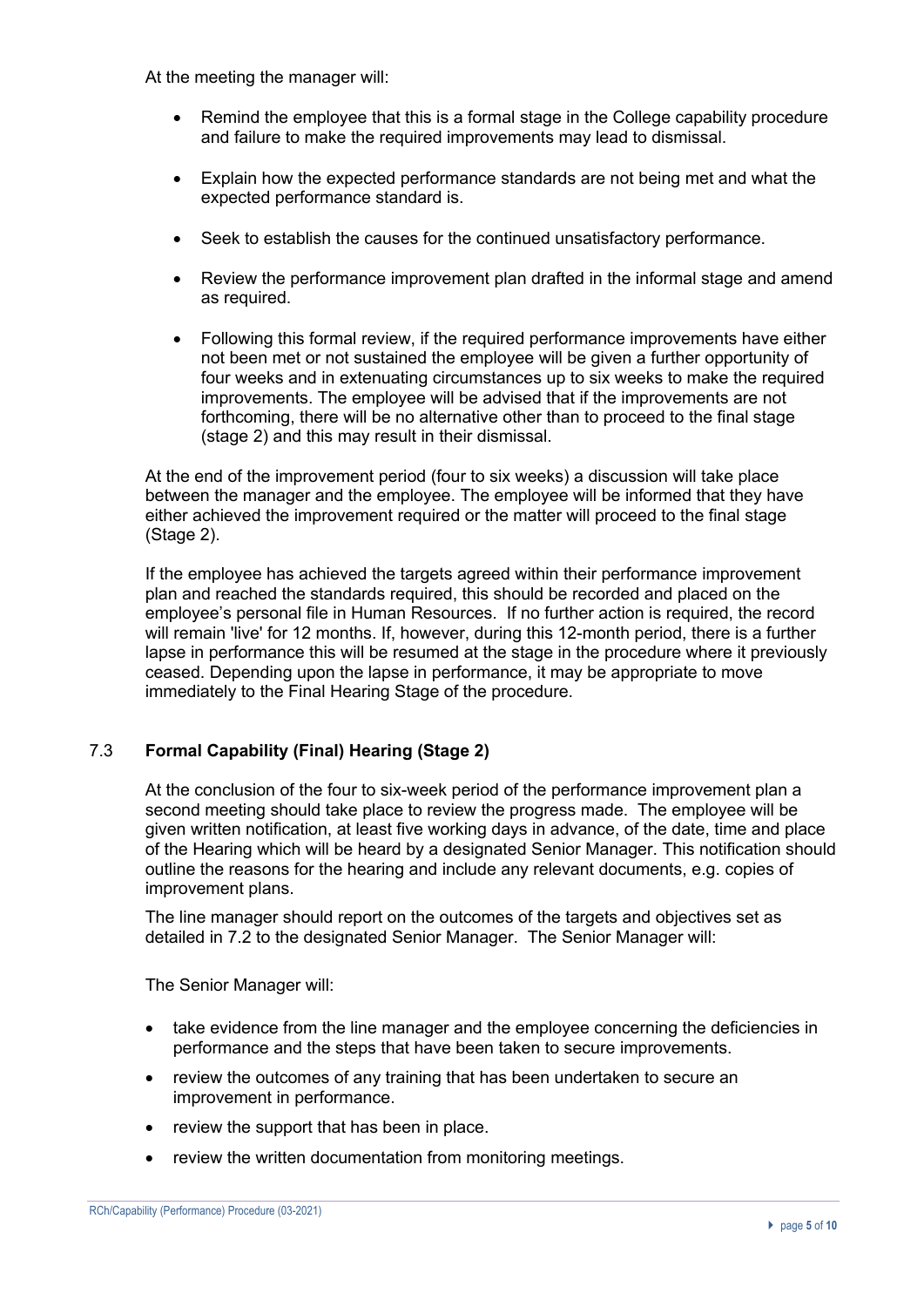At the meeting the manager will:

- Remind the employee that this is a formal stage in the College capability procedure and failure to make the required improvements may lead to dismissal.
- Explain how the expected performance standards are not being met and what the expected performance standard is.
- Seek to establish the causes for the continued unsatisfactory performance.
- Review the performance improvement plan drafted in the informal stage and amend as required.
- Following this formal review, if the required performance improvements have either not been met or not sustained the employee will be given a further opportunity of four weeks and in extenuating circumstances up to six weeks to make the required improvements. The employee will be advised that if the improvements are not forthcoming, there will be no alternative other than to proceed to the final stage (stage 2) and this may result in their dismissal.

At the end of the improvement period (four to six weeks) a discussion will take place between the manager and the employee. The employee will be informed that they have either achieved the improvement required or the matter will proceed to the final stage (Stage 2).

If the employee has achieved the targets agreed within their performance improvement plan and reached the standards required, this should be recorded and placed on the employee's personal file in Human Resources. If no further action is required, the record will remain 'live' for 12 months. If, however, during this 12-month period, there is a further lapse in performance this will be resumed at the stage in the procedure where it previously ceased. Depending upon the lapse in performance, it may be appropriate to move immediately to the Final Hearing Stage of the procedure.

### 7.3 **Formal Capability (Final) Hearing (Stage 2)**

At the conclusion of the four to six-week period of the performance improvement plan a second meeting should take place to review the progress made. The employee will be given written notification, at least five working days in advance, of the date, time and place of the Hearing which will be heard by a designated Senior Manager. This notification should outline the reasons for the hearing and include any relevant documents, e.g. copies of improvement plans.

The line manager should report on the outcomes of the targets and objectives set as detailed in 7.2 to the designated Senior Manager. The Senior Manager will:

The Senior Manager will:

- take evidence from the line manager and the employee concerning the deficiencies in performance and the steps that have been taken to secure improvements.
- review the outcomes of any training that has been undertaken to secure an improvement in performance.
- review the support that has been in place.
- review the written documentation from monitoring meetings.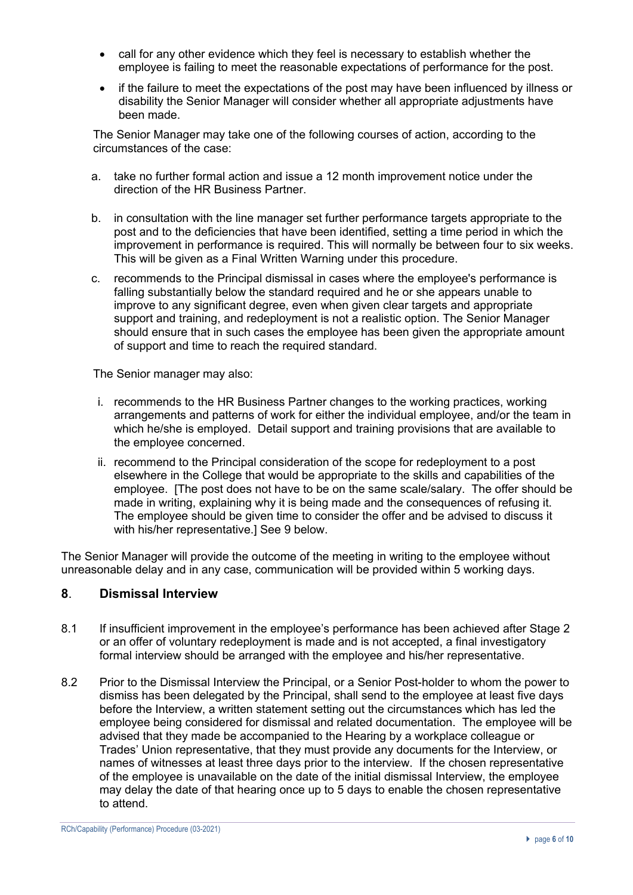- call for any other evidence which they feel is necessary to establish whether the employee is failing to meet the reasonable expectations of performance for the post.
- if the failure to meet the expectations of the post may have been influenced by illness or disability the Senior Manager will consider whether all appropriate adjustments have been made.

The Senior Manager may take one of the following courses of action, according to the circumstances of the case:

a. take no further formal action and issue a 12 month improvement notice under the direction of the HR Business Partner.

b. in consultation with the line manager set further performance targets appropriate to the post and to the deficiencies that have been identified, setting a time period in which the improvement in performance is required. This will normally be between four to six weeks. This will be given as a Final Written Warning under this procedure.

c. recommends to the Principal dismissal in cases where the employee's performance is falling substantially below the standard required and he or she appears unable to improve to any significant degree, even when given clear targets and appropriate support and training, and redeployment is not a realistic option. The Senior Manager should ensure that in such cases the employee has been given the appropriate amount of support and time to reach the required standard.

The Senior manager may also:

i. recommends to the HR Business Partner changes to the working practices, working arrangements and patterns of work for either the individual employee, and/or the team in which he/she is employed. Detail support and training provisions that are available to the employee concerned.

ii. recommend to the Principal consideration of the scope for redeployment to a post elsewhere in the College that would be appropriate to the skills and capabilities of the employee. [The post does not have to be on the same scale/salary. The offer should be made in writing, explaining why it is being made and the consequences of refusing it. The employee should be given time to consider the offer and be advised to discuss it with his/her representative.] See 9 below.

The Senior Manager will provide the outcome of the meeting in writing to the employee without unreasonable delay and in any case, communication will be provided within 5 working days.

## **8**. **Dismissal Interview**

8.1 If insufficient improvement in the employee's performance has been achieved after Stage 2 or an offer of voluntary redeployment is made and is not accepted, a final investigatory formal interview should be arranged with the employee and his/her representative.

8.2 Prior to the Dismissal Interview the Principal, or a Senior Post-holder to whom the power to dismiss has been delegated by the Principal, shall send to the employee at least five days before the Interview, a written statement setting out the circumstances which has led the employee being considered for dismissal and related documentation. The employee will be advised that they made be accompanied to the Hearing by a workplace colleague or Trades' Union representative, that they must provide any documents for the Interview, or names of witnesses at least three days prior to the interview. If the chosen representative of the employee is unavailable on the date of the initial dismissal Interview, the employee may delay the date of that hearing once up to 5 days to enable the chosen representative to attend.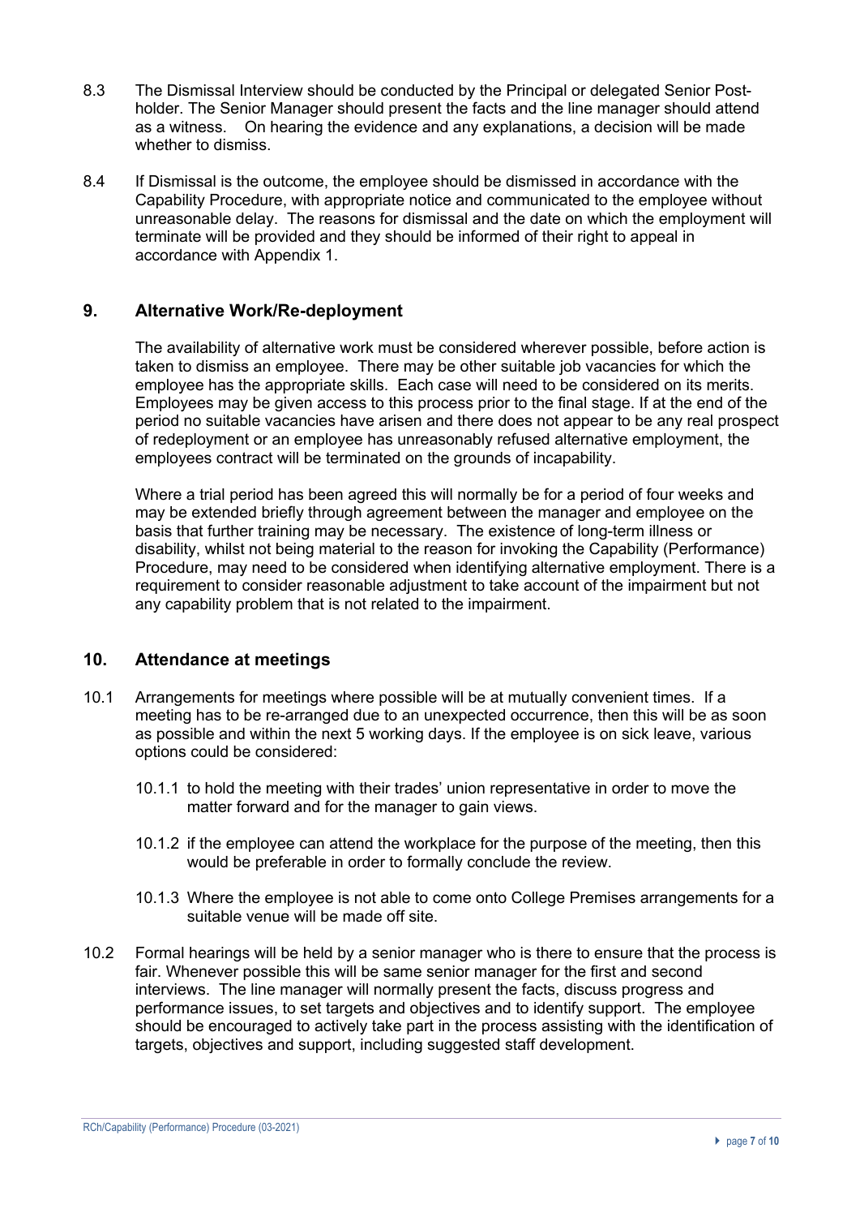8.3 The Dismissal Interview should be conducted by the Principal or delegated Senior Post-holder. The Senior Manager should present the facts and the line manager should attend as a witness. On hearing the evidence and any explanations, a decision will be made whether to dismiss.

8.4 If Dismissal is the outcome, the employee should be dismissed in accordance with the Capability Procedure, with appropriate notice and communicated to the employee without unreasonable delay. The reasons for dismissal and the date on which the employment will terminate will be provided and they should be informed of their right to appeal in accordance with Appendix 1.

## 9. Alternative Work/Re-deployment

The availability of alternative work must be considered wherever possible, before action is taken to dismiss an employee. There may be other suitable job vacancies for which the employee has the appropriate skills. Each case will need to be considered on its merits. Employees may be given access to this process prior to the final stage. If at the end of the period no suitable vacancies have arisen and there does not appear to be any real prospect of redeployment or an employee has unreasonably refused alternative employment, the employees contract will be terminated on the grounds of incapability.

Where a trial period has been agreed this will normally be for a period of four weeks and may be extended briefly through agreement between the manager and employee on the basis that further training may be necessary. The existence of long-term illness or disability, whilst not being material to the reason for invoking the Capability (Performance) Procedure, may need to be considered when identifying alternative employment. There is a requirement to consider reasonable adjustment to take account of the impairment but not any capability problem that is not related to the impairment.

## 10. Attendance at meetings

10.1 Arrangements for meetings where possible will be at mutually convenient times. If a meeting has to be re-arranged due to an unexpected occurrence, then this will be as soon as possible and within the next 5 working days. If the employee is on sick leave, various options could be considered:

10.1.1 to hold the meeting with their trades' union representative in order to move the matter forward and for the manager to gain views.

10.1.2 if the employee can attend the workplace for the purpose of the meeting, then this would be preferable in order to formally conclude the review.

10.1.3 Where the employee is not able to come onto College Premises arrangements for a suitable venue will be made off site.

10.2 Formal hearings will be held by a senior manager who is there to ensure that the process is fair. Whenever possible this will be same senior manager for the first and second interviews. The line manager will normally present the facts, discuss progress and performance issues, to set targets and objectives and to identify support. The employee should be encouraged to actively take part in the process assisting with the identification of targets, objectives and support, including suggested staff development.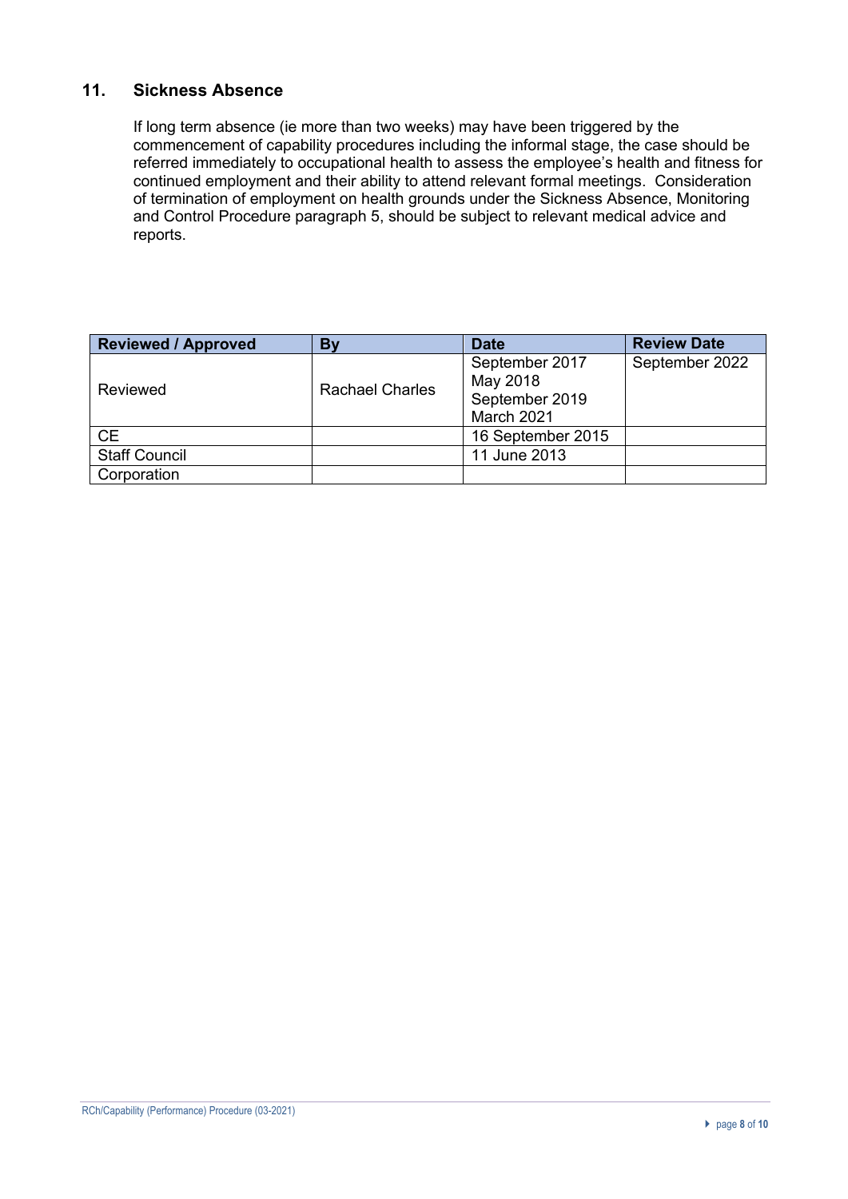## 11. Sickness Absence

If long term absence (ie more than two weeks) may have been triggered by the commencement of capability procedures including the informal stage, the case should be referred immediately to occupational health to assess the employee's health and fitness for continued employment and their ability to attend relevant formal meetings. Consideration of termination of employment on health grounds under the Sickness Absence, Monitoring and Control Procedure paragraph 5, should be subject to relevant medical advice and reports.

| Reviewed / Approved | By | Date | Review Date |
|---|---|---|---|
| Reviewed | Rachael Charles | September 2017<br>May 2018<br>September 2019<br>March 2021 | September 2022 |
| CE | | 16 September 2015 | |
| Staff Council | | 11 June 2013 | |
| Corporation | | | |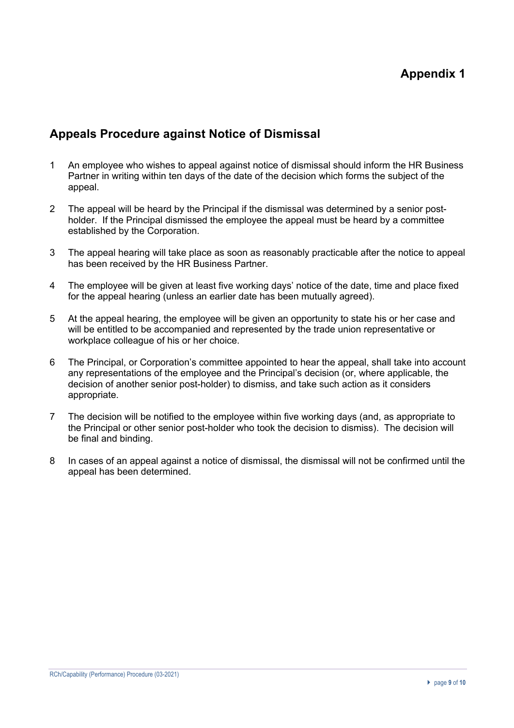# Appendix 1

## Appeals Procedure against Notice of Dismissal

1. An employee who wishes to appeal against notice of dismissal should inform the HR Business Partner in writing within ten days of the date of the decision which forms the subject of the appeal.

2. The appeal will be heard by the Principal if the dismissal was determined by a senior post-holder. If the Principal dismissed the employee the appeal must be heard by a committee established by the Corporation.

3. The appeal hearing will take place as soon as reasonably practicable after the notice to appeal has been received by the HR Business Partner.

4. The employee will be given at least five working days' notice of the date, time and place fixed for the appeal hearing (unless an earlier date has been mutually agreed).

5. At the appeal hearing, the employee will be given an opportunity to state his or her case and will be entitled to be accompanied and represented by the trade union representative or workplace colleague of his or her choice.

6. The Principal, or Corporation's committee appointed to hear the appeal, shall take into account any representations of the employee and the Principal's decision (or, where applicable, the decision of another senior post-holder) to dismiss, and take such action as it considers appropriate.

7. The decision will be notified to the employee within five working days (and, as appropriate to the Principal or other senior post-holder who took the decision to dismiss). The decision will be final and binding.

8. In cases of an appeal against a notice of dismissal, the dismissal will not be confirmed until the appeal has been determined.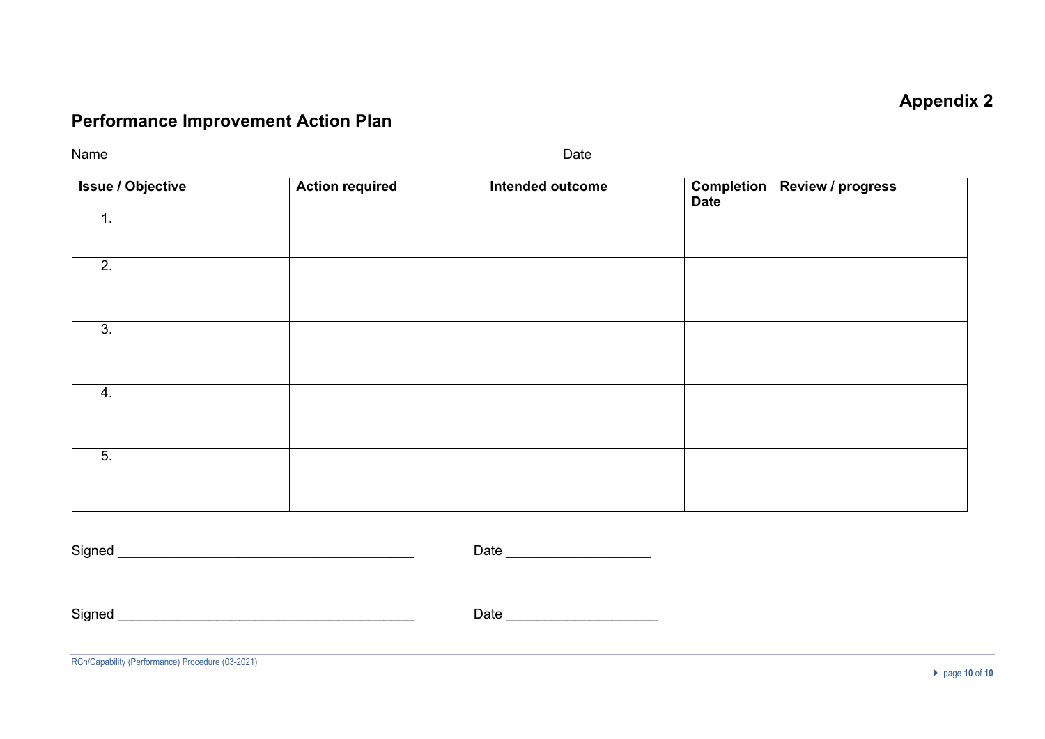**Appendix 2**

## Performance Improvement Action Plan

Name                                                        Date

| Issue / Objective | Action required | Intended outcome | Completion Date | Review / progress |
|---|---|---|---|---|
| 1. | | | | |
| 2. | | | | |
| 3. | | | | |
| 4. | | | | |
| 5. | | | | |

Signed _______________________________________          Date ___________________

Signed _______________________________________          Date ____________________

RCh/Capability (Performance) Procedure (03-2021)